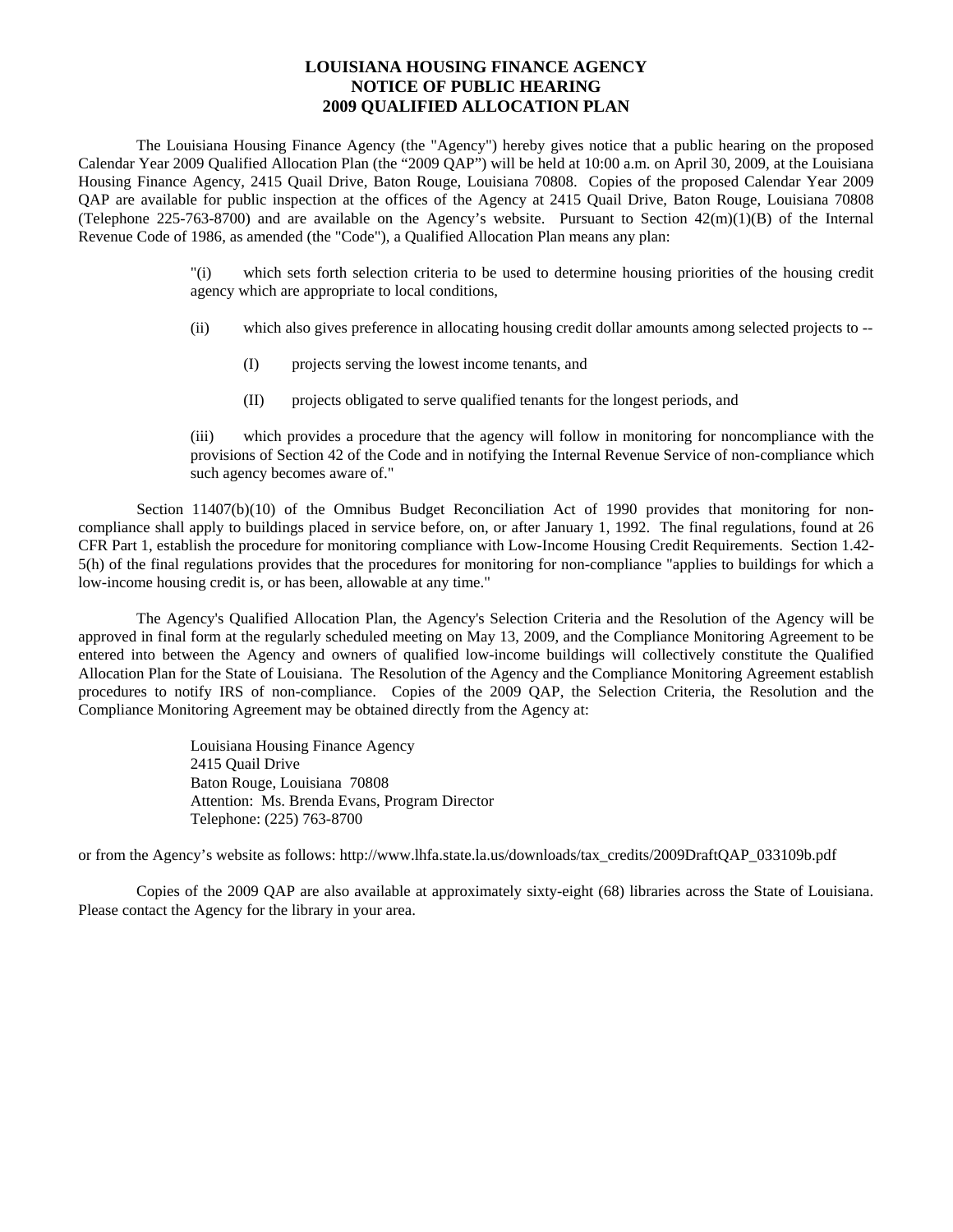# LOUISIANA HOUSING FINANCE AGENCY
# NOTICE OF PUBLIC HEARING
# 2009 QUALIFIED ALLOCATION PLAN

The Louisiana Housing Finance Agency (the "Agency") hereby gives notice that a public hearing on the proposed Calendar Year 2009 Qualified Allocation Plan (the "2009 QAP") will be held at 10:00 a.m. on April 30, 2009, at the Louisiana Housing Finance Agency, 2415 Quail Drive, Baton Rouge, Louisiana 70808. Copies of the proposed Calendar Year 2009 QAP are available for public inspection at the offices of the Agency at 2415 Quail Drive, Baton Rouge, Louisiana 70808 (Telephone 225-763-8700) and are available on the Agency's website. Pursuant to Section 42(m)(1)(B) of the Internal Revenue Code of 1986, as amended (the "Code"), a Qualified Allocation Plan means any plan:

> "(i) which sets forth selection criteria to be used to determine housing priorities of the housing credit agency which are appropriate to local conditions,
>
> (ii) which also gives preference in allocating housing credit dollar amounts among selected projects to --
>
> > (I) projects serving the lowest income tenants, and
> >
> > (II) projects obligated to serve qualified tenants for the longest periods, and
>
> (iii) which provides a procedure that the agency will follow in monitoring for noncompliance with the provisions of Section 42 of the Code and in notifying the Internal Revenue Service of non-compliance which such agency becomes aware of."

Section 11407(b)(10) of the Omnibus Budget Reconciliation Act of 1990 provides that monitoring for non-compliance shall apply to buildings placed in service before, on, or after January 1, 1992. The final regulations, found at 26 CFR Part 1, establish the procedure for monitoring compliance with Low-Income Housing Credit Requirements. Section 1.42-5(h) of the final regulations provides that the procedures for monitoring for non-compliance "applies to buildings for which a low-income housing credit is, or has been, allowable at any time."

The Agency's Qualified Allocation Plan, the Agency's Selection Criteria and the Resolution of the Agency will be approved in final form at the regularly scheduled meeting on May 13, 2009, and the Compliance Monitoring Agreement to be entered into between the Agency and owners of qualified low-income buildings will collectively constitute the Qualified Allocation Plan for the State of Louisiana. The Resolution of the Agency and the Compliance Monitoring Agreement establish procedures to notify IRS of non-compliance. Copies of the 2009 QAP, the Selection Criteria, the Resolution and the Compliance Monitoring Agreement may be obtained directly from the Agency at:

> Louisiana Housing Finance Agency
> 2415 Quail Drive
> Baton Rouge, Louisiana 70808
> Attention: Ms. Brenda Evans, Program Director
> Telephone: (225) 763-8700

or from the Agency's website as follows: http://www.lhfa.state.la.us/downloads/tax_credits/2009DraftQAP_033109b.pdf

Copies of the 2009 QAP are also available at approximately sixty-eight (68) libraries across the State of Louisiana. Please contact the Agency for the library in your area.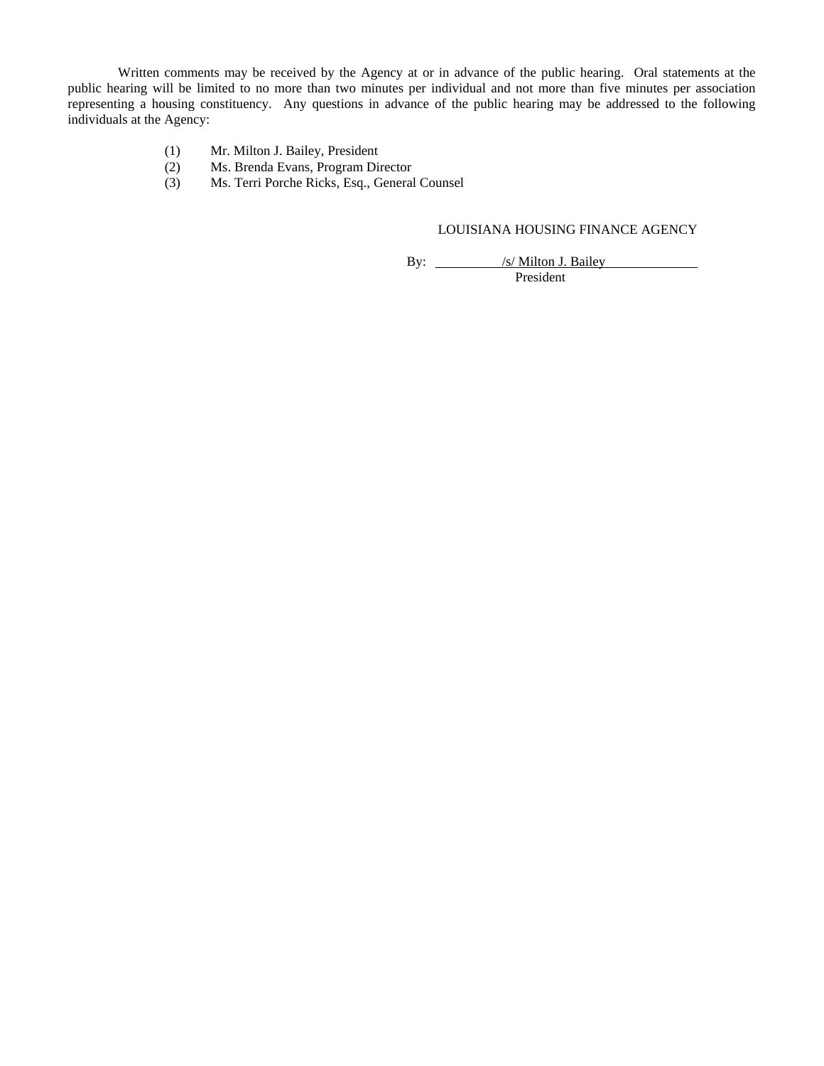Written comments may be received by the Agency at or in advance of the public hearing. Oral statements at the public hearing will be limited to no more than two minutes per individual and not more than five minutes per association representing a housing constituency. Any questions in advance of the public hearing may be addressed to the following individuals at the Agency:

(1) Mr. Milton J. Bailey, President
(2) Ms. Brenda Evans, Program Director
(3) Ms. Terri Porche Ricks, Esq., General Counsel

LOUISIANA HOUSING FINANCE AGENCY

By: /s/ Milton J. Bailey
President